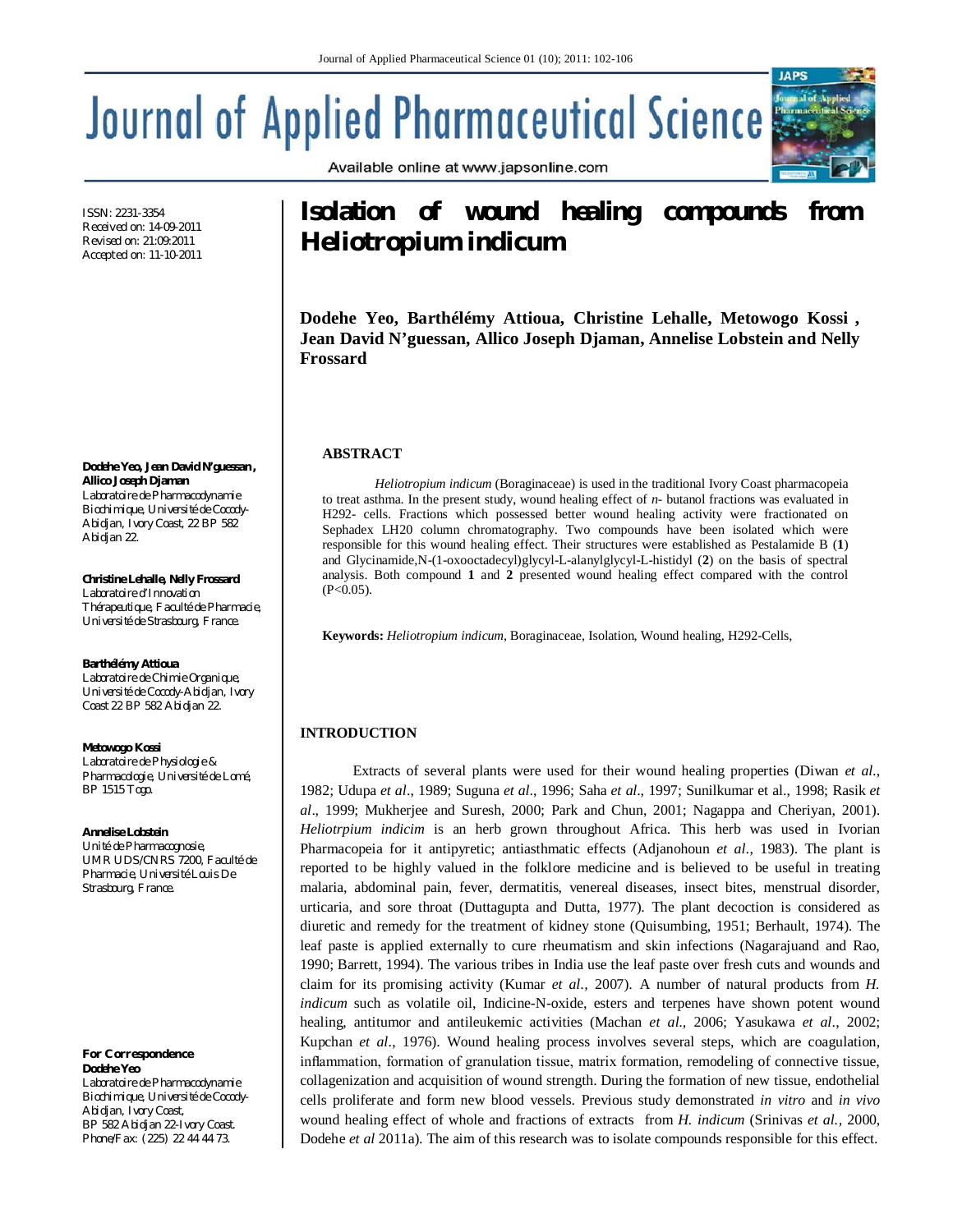# Isolation of wound healing compounds from Heliotropium indicum

**Dodehe Yeo, Barthélémy Attioua, Christine Lehalle, Metowogo Kossi , Jean David N'guessan, Allico Joseph Djaman, Annelise Lobstein and Nelly Frossard**

ISSN: 2231-3354
Received on: 14-09-2011
Revised on: 21:09:2011
Accepted on: 11-10-2011

**Dodehe Yeo, Jean David N'guessan, Allico Joseph Djaman**
Laboratoire de Pharmacodynamie Biochimique, Université de Cocody-Abidjan, Ivory Coast, 22 BP 582 Abidjan 22.

**Christine Lehalle, Nelly Frossard**
Laboratoire d'Innovation Thérapeutique, Faculté de Pharmacie, Université de Strasbourg, France.

**Barthélémy Attioua**
Laboratoire de Chimie Organique, Université de Cocody-Abidjan, Ivory Coast 22 BP 582 Abidjan 22.

**Metowogo Kossi**
Laboratoire de Physiologie & Pharmacologie, Université de Lomé, BP 1515 Togo.

**Annelise Lobstein**
Unité de Pharmacognosie, UMR UDS/CNRS 7200, Faculté de Pharmacie, Université Louis De Strasbourg, France.

**For Correspondence**
**Dodehe Yeo**
Laboratoire de Pharmacodynamie Biochimique, Université de Cocody-Abidjan, Ivory Coast,
BP 582 Abidjan 22-Ivory Coast.
Phone/Fax: (225) 22 44 44 73.

## ABSTRACT

*Heliotropium indicum* (Boraginaceae) is used in the traditional Ivory Coast pharmacopeia to treat asthma. In the present study, wound healing effect of *n*- butanol fractions was evaluated in H292- cells. Fractions which possessed better wound healing activity were fractionated on Sephadex LH20 column chromatography. Two compounds have been isolated which were responsible for this wound healing effect. Their structures were established as Pestalamide B (**1**) and Glycinamide,N-(1-oxooctadecyl)glycyl-L-alanylglycyl-L-histidyl (**2**) on the basis of spectral analysis. Both compound **1** and **2** presented wound healing effect compared with the control ($P<0.05$).

**Keywords:** *Heliotropium indicum*, Boraginaceae, Isolation, Wound healing, H292-Cells,

## INTRODUCTION

Extracts of several plants were used for their wound healing properties (Diwan *et al*., 1982; Udupa *et al*., 1989; Suguna *et al*., 1996; Saha *et al*., 1997; Sunilkumar et al., 1998; Rasik *et al*., 1999; Mukherjee and Suresh, 2000; Park and Chun, 2001; Nagappa and Cheriyan, 2001). *Heliotrpium indicim* is an herb grown throughout Africa. This herb was used in Ivorian Pharmacopeia for it antipyretic; antiasthmatic effects (Adjanohoun *et al*., 1983). The plant is reported to be highly valued in the folklore medicine and is believed to be useful in treating malaria, abdominal pain, fever, dermatitis, venereal diseases, insect bites, menstrual disorder, urticaria, and sore throat (Duttagupta and Dutta, 1977). The plant decoction is considered as diuretic and remedy for the treatment of kidney stone (Quisumbing, 1951; Berhault, 1974). The leaf paste is applied externally to cure rheumatism and skin infections (Nagarajuand and Rao, 1990; Barrett, 1994). The various tribes in India use the leaf paste over fresh cuts and wounds and claim for its promising activity (Kumar *et al*., 2007). A number of natural products from *H. indicum* such as volatile oil, Indicine-N-oxide, esters and terpenes have shown potent wound healing, antitumor and antileukemic activities (Machan *et al*., 2006; Yasukawa *et al*., 2002; Kupchan *et al*., 1976). Wound healing process involves several steps, which are coagulation, inflammation, formation of granulation tissue, matrix formation, remodeling of connective tissue, collagenization and acquisition of wound strength. During the formation of new tissue, endothelial cells proliferate and form new blood vessels. Previous study demonstrated *in vitro* and *in vivo* wound healing effect of whole and fractions of extracts from *H. indicum* (Srinivas *et al.,* 2000, Dodehe *et al* 2011a). The aim of this research was to isolate compounds responsible for this effect.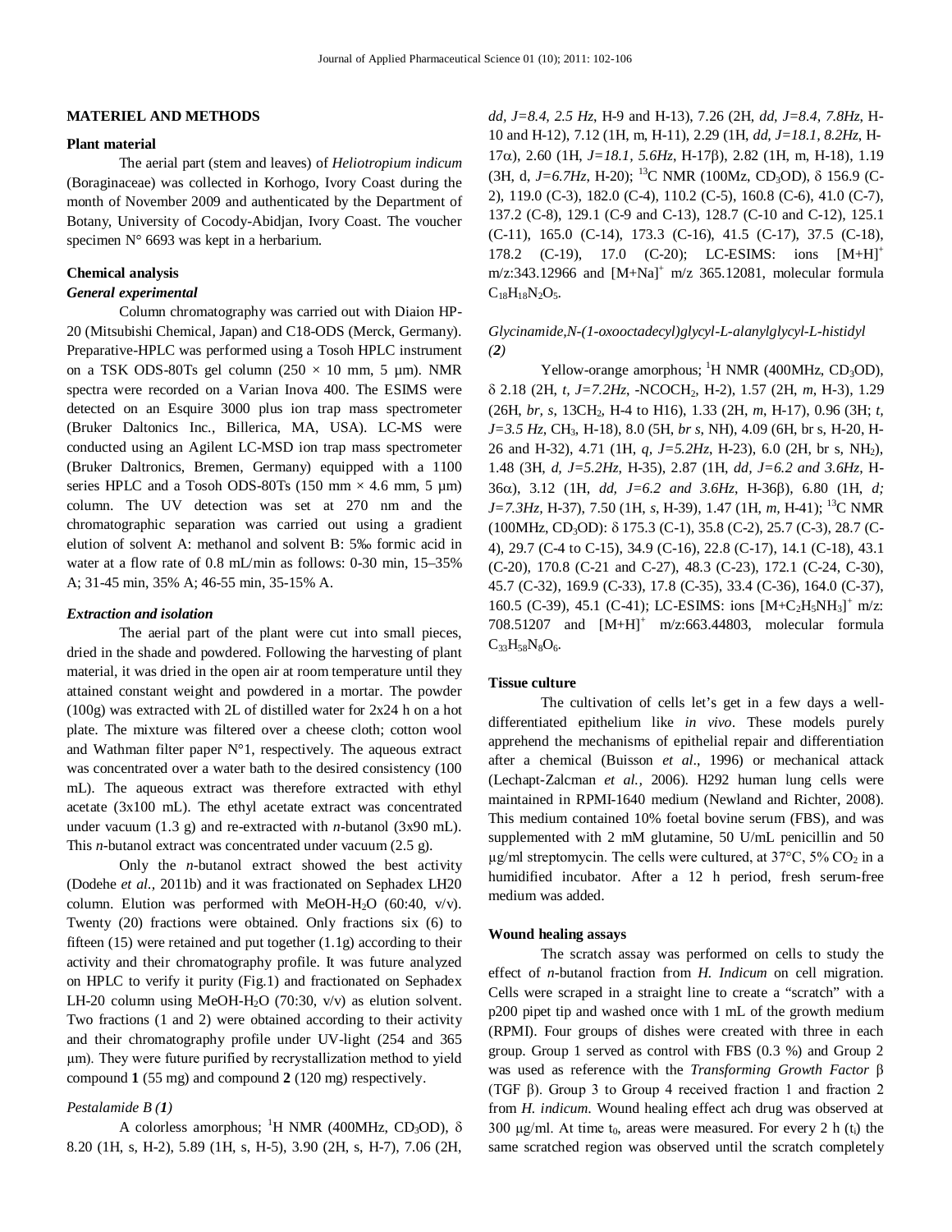## MATERIEL AND METHODS

### Plant material

The aerial part (stem and leaves) of *Heliotropium indicum* (Boraginaceae) was collected in Korhogo, Ivory Coast during the month of November 2009 and authenticated by the Department of Botany, University of Cocody-Abidjan, Ivory Coast. The voucher specimen N° 6693 was kept in a herbarium.

### Chemical analysis

#### *General experimental*

Column chromatography was carried out with Diaion HP-20 (Mitsubishi Chemical, Japan) and C18-ODS (Merck, Germany). Preparative-HPLC was performed using a Tosoh HPLC instrument on a TSK ODS-80Ts gel column (250 × 10 mm, 5 µm). NMR spectra were recorded on a Varian Inova 400. The ESIMS were detected on an Esquire 3000 plus ion trap mass spectrometer (Bruker Daltonics Inc., Billerica, MA, USA). LC-MS were conducted using an Agilent LC-MSD ion trap mass spectrometer (Bruker Daltronics, Bremen, Germany) equipped with a 1100 series HPLC and a Tosoh ODS-80Ts (150 mm × 4.6 mm, 5 µm) column. The UV detection was set at 270 nm and the chromatographic separation was carried out using a gradient elution of solvent A: methanol and solvent B: 5‰ formic acid in water at a flow rate of 0.8 mL/min as follows: 0-30 min, 15–35% A; 31-45 min, 35% A; 46-55 min, 35-15% A.

#### *Extraction and isolation*

The aerial part of the plant were cut into small pieces, dried in the shade and powdered. Following the harvesting of plant material, it was dried in the open air at room temperature until they attained constant weight and powdered in a mortar. The powder (100g) was extracted with 2L of distilled water for 2x24 h on a hot plate. The mixture was filtered over a cheese cloth; cotton wool and Wathman filter paper N°1, respectively. The aqueous extract was concentrated over a water bath to the desired consistency (100 mL). The aqueous extract was therefore extracted with ethyl acetate (3x100 mL). The ethyl acetate extract was concentrated under vacuum (1.3 g) and re-extracted with *n*-butanol (3x90 mL). This *n*-butanol extract was concentrated under vacuum (2.5 g).

Only the *n*-butanol extract showed the best activity (Dodehe *et al.*, 2011b) and it was fractionated on Sephadex LH20 column. Elution was performed with MeOH-$H_2O$ (60:40, v/v). Twenty (20) fractions were obtained. Only fractions six (6) to fifteen (15) were retained and put together (1.1g) according to their activity and their chromatography profile. It was future analyzed on HPLC to verify it purity (Fig.1) and fractionated on Sephadex LH-20 column using MeOH-$H_2O$ (70:30, v/v) as elution solvent. Two fractions (1 and 2) were obtained according to their activity and their chromatography profile under UV-light (254 and 365 µm). They were future purified by recrystallization method to yield compound **1** (55 mg) and compound **2** (120 mg) respectively.

#### *Pestalamide B (1)*

A colorless amorphous; $^1$H NMR (400MHz, $CD_3OD$), δ 8.20 (1H, s, H-2), 5.89 (1H, s, H-5), 3.90 (2H, s, H-7), 7.06 (2H, *dd, J=8.4, 2.5 Hz*, H-9 and H-13), 7.26 (2H, *dd, J=8.4, 7.8Hz*, H-10 and H-12), 7.12 (1H, m, H-11), 2.29 (1H, *dd, J=18.1, 8.2Hz*, H-17α), 2.60 (1H, *J=18.1, 5.6Hz*, H-17β), 2.82 (1H, m, H-18), 1.19 (3H, d, *J=6.7Hz*, H-20); $^{13}$C NMR (100Mz, $CD_3OD$), δ 156.9 (C-2), 119.0 (C-3), 182.0 (C-4), 110.2 (C-5), 160.8 (C-6), 41.0 (C-7), 137.2 (C-8), 129.1 (C-9 and C-13), 128.7 (C-10 and C-12), 125.1 (C-11), 165.0 (C-14), 173.3 (C-16), 41.5 (C-17), 37.5 (C-18), 178.2 (C-19), 17.0 (C-20); LC-ESIMS: ions $[M+H]^+$ m/z:343.12966 and $[M+Na]^+$ m/z 365.12081, molecular formula $C_{18}H_{18}N_2O_5$.

#### *Glycinamide,N-(1-oxooctadecyl)glycyl-L-alanylglycyl-L-histidyl (2)*

Yellow-orange amorphous; $^1$H NMR (400MHz, $CD_3OD$), δ 2.18 (2H, *t, J=7.2Hz*, -$NCOCH_2$, H-2), 1.57 (2H, *m*, H-3), 1.29 (26H, *br, s*, 13$CH_2$, H-4 to H16), 1.33 (2H, *m*, H-17), 0.96 (3H; *t, J=3.5 Hz*, $CH_3$, H-18), 8.0 (5H, *br s*, NH), 4.09 (6H, br s, H-20, H-26 and H-32), 4.71 (1H, *q, J=5.2Hz*, H-23), 6.0 (2H, br s, $NH_2$), 1.48 (3H, *d, J=5.2Hz*, H-35), 2.87 (1H, *dd, J=6.2 and 3.6Hz*, H-36α), 3.12 (1H, *dd, J=6.2 and 3.6Hz*, H-36β), 6.80 (1H, *d; J=7.3Hz,* H-37), 7.50 (1H, *s*, H-39), 1.47 (1H, *m*, H-41); $^{13}$C NMR (100MHz, $CD_3OD$): δ 175.3 (C-1), 35.8 (C-2), 25.7 (C-3), 28.7 (C-4), 29.7 (C-4 to C-15), 34.9 (C-16), 22.8 (C-17), 14.1 (C-18), 43.1 (C-20), 170.8 (C-21 and C-27), 48.3 (C-23), 172.1 (C-24, C-30), 45.7 (C-32), 169.9 (C-33), 17.8 (C-35), 33.4 (C-36), 164.0 (C-37), 160.5 (C-39), 45.1 (C-41); LC-ESIMS: ions $[M+C_2H_5NH_3]^+$ m/z: 708.51207 and $[M+H]^+$ m/z:663.44803, molecular formula $C_{33}H_{58}N_8O_6$.

### Tissue culture

The cultivation of cells let's get in a few days a well-differentiated epithelium like *in vivo*. These models purely apprehend the mechanisms of epithelial repair and differentiation after a chemical (Buisson *et al*., 1996) or mechanical attack (Lechapt-Zalcman *et al.*, 2006). H292 human lung cells were maintained in RPMI-1640 medium (Newland and Richter, 2008). This medium contained 10% foetal bovine serum (FBS), and was supplemented with 2 mM glutamine, 50 U/mL penicillin and 50 µg/ml streptomycin. The cells were cultured, at 37°C, 5% $CO_2$ in a humidified incubator. After a 12 h period, fresh serum-free medium was added.

### Wound healing assays

The scratch assay was performed on cells to study the effect of *n*-butanol fraction from *H. Indicum* on cell migration. Cells were scraped in a straight line to create a "scratch" with a p200 pipet tip and washed once with 1 mL of the growth medium (RPMI). Four groups of dishes were created with three in each group. Group 1 served as control with FBS (0.3 %) and Group 2 was used as reference with the *Transforming Growth Factor* β (TGF β). Group 3 to Group 4 received fraction 1 and fraction 2 from *H. indicum*. Wound healing effect ach drug was observed at 300 µg/ml. At time $t_0$, areas were measured. For every 2 h ($t_i$) the same scratched region was observed until the scratch completely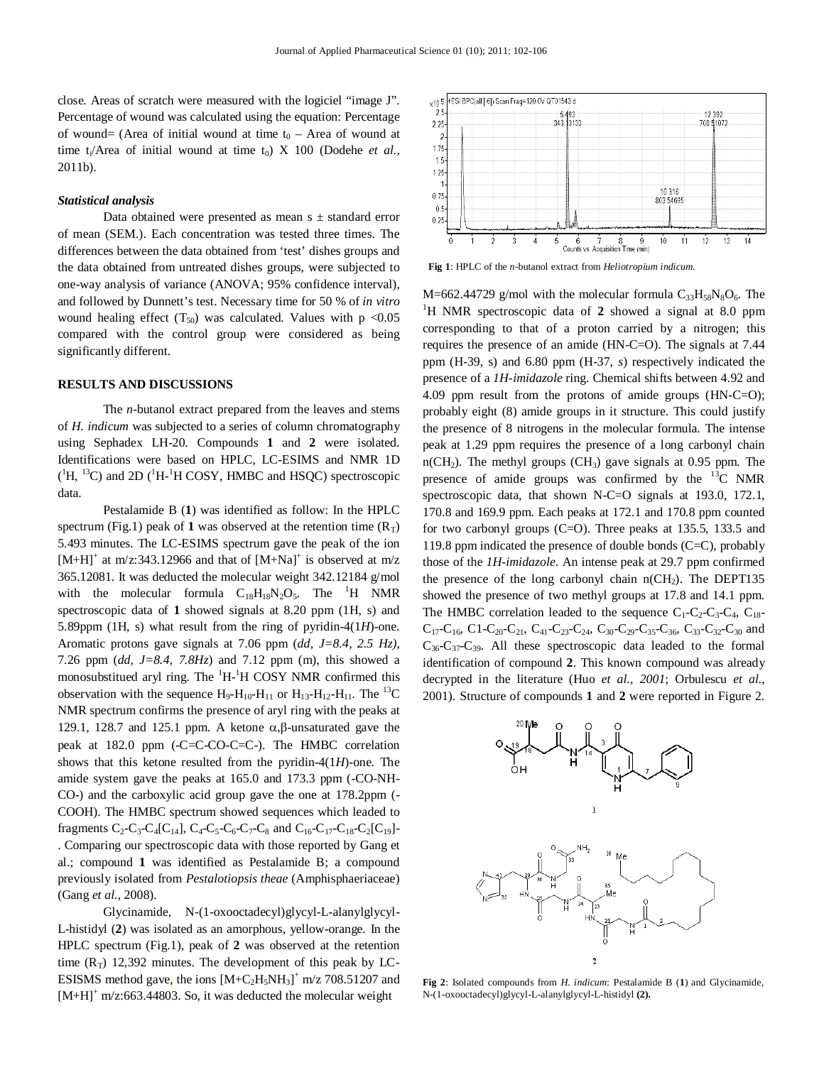close. Areas of scratch were measured with the logiciel "image J". Percentage of wound was calculated using the equation: Percentage of wound= (Area of initial wound at time $t_0$ – Area of wound at time $t_i$/Area of initial wound at time $t_0$) X 100 (Dodehe *et al.,* 2011b).

### *Statistical analysis*

Data obtained were presented as mean s ± standard error of mean (SEM.). Each concentration was tested three times. The differences between the data obtained from 'test' dishes groups and the data obtained from untreated dishes groups, were subjected to one-way analysis of variance (ANOVA; 95% confidence interval), and followed by Dunnett's test. Necessary time for 50 % of *in vitro* wound healing effect ($T_{50}$) was calculated. Values with $p < 0.05$ compared with the control group were considered as being significantly different.

## RESULTS AND DISCUSSIONS

The *n*-butanol extract prepared from the leaves and stems of *H. indicum* was subjected to test a series of column chromatography using Sephadex LH-20. Compounds **1** and **2** were isolated. Identifications were based on HPLC, LC-ESIMS and NMR 1D ($^1$H, $^{13}$C) and 2D ($^1$H-$^1$H COSY, HMBC and HSQC) spectroscopic data.

Pestalamide B (**1**) was identified as follow: In the HPLC spectrum (Fig.1) peak of **1** was observed at the retention time ($R_T$) 5.493 minutes. The LC-ESIMS spectrum gave the peak of the ion $[M+H]^+$ at m/z:343.12966 and that of $[M+Na]^+$ is observed at m/z 365.12081. It was deducted the molecular weight 342.12184 g/mol with the molecular formula $C_{18}H_{18}N_2O_5$. The $^1$H NMR spectroscopic data of **1** showed signals at 8.20 ppm (1H, s) and 5.89ppm (1H, s) what result from the ring of pyridin-4(1*H*)-one. Aromatic protons gave signals at 7.06 ppm (*dd, J=8.4, 2.5 Hz),* 7.26 ppm (*dd, J=8.4, 7.8Hz*) and 7.12 ppm (m), this showed a monosubstitued aryl ring. The $^1$H-$^1$H COSY NMR confirmed this observation with the sequence $H_9$-$H_{10}$-$H_{11}$ or $H_{13}$-$H_{12}$-$H_{11}$. The $^{13}$C NMR spectrum confirms the presence of aryl ring with the peaks at 129.1, 128.7 and 125.1 ppm. A ketone $\alpha,\beta$-unsaturated gave the peak at 182.0 ppm (-C=C-CO-C=C-). The HMBC correlation shows that this ketone resulted from the pyridin-4(1*H*)-one. The amide system gave the peaks at 165.0 and 173.3 ppm (-CO-NH-CO-) and the carboxylic acid group gave the one at 178.2ppm (-COOH). The HMBC spectrum showed sequences which leaded to fragments $C_2$-$C_3$-$C_4$[$C_{14}$], $C_4$-$C_5$-$C_6$-$C_7$-$C_8$ and $C_{16}$-$C_{17}$-$C_{18}$-$C_2$[$C_{19}$]-. Comparing our spectroscopic data with those reported by Gang et al.; compound **1** was identified as Pestalamide B; a compound previously isolated from *Pestalotiopsis theae* (Amphisphaeriaceae) (Gang *et al.,* 2008).

Glycinamide, N-(1-oxooctadecyl)glycyl-L-alanylglycyl-L-histidyl (**2**) was isolated as an amorphous, yellow-orange. In the HPLC spectrum (Fig.1), peak of **2** was observed at the retention time ($R_T$) 12,392 minutes. The development of this peak by LC-ESISMS method gave, the ions $[M+C_2H_5NH_3]^+$ m/z 708.51207 and $[M+H]^+$ m/z:663.44803. So, it was deducted the molecular weight

**Fig 1**: HPLC of the *n*-butanol extract from *Heliotropium indicum.*

M=662.44729 g/mol with the molecular formula $C_{33}H_{58}N_8O_6$. The $^1$H NMR spectroscopic data of **2** showed a signal at 8.0 ppm corresponding to that of a proton carried by a nitrogen; this requires the presence of an amide (HN-C=O). The signals at 7.44 ppm (H-39, s) and 6.80 ppm (H-37, *s*) respectively indicated the presence of a *1H-imidazole* ring. Chemical shifts between 4.92 and 4.09 ppm result from the protons of amide groups (HN-C=O); probably eight (8) amide groups in it structure. This could justify the presence of 8 nitrogens in the molecular formula. The intense peak at 1.29 ppm requires the presence of a long carbonyl chain n($CH_2$). The methyl groups ($CH_3$) gave signals at 0.95 ppm. The presence of amide groups was confirmed by the $^{13}$C NMR spectroscopic data, that shown N-C=O signals at 193.0, 172.1, 170.8 and 169.9 ppm. Each peaks at 172.1 and 170.8 ppm counted for two carbonyl groups (C=O). Three peaks at 135.5, 133.5 and 119.8 ppm indicated the presence of double bonds (C=C), probably those of the *1H-imidazole*. An intense peak at 29.7 ppm confirmed the presence of the long carbonyl chain n($CH_2$). The DEPT135 showed the presence of two methyl groups at 17.8 and 14.1 ppm. The HMBC correlation leaded to the sequence $C_1$-$C_2$-$C_3$-$C_4$, $C_{18}$-$C_{17}$-$C_{16}$, C1-$C_{20}$-$C_{21}$, $C_{41}$-$C_{23}$-$C_{24}$, $C_{30}$-$C_{29}$-$C_{35}$-$C_{36}$, $C_{33}$-$C_{32}$-$C_{30}$ and $C_{36}$-$C_{37}$-$C_{39}$. All these spectroscopic data leaded to the formal identification of compound **2**. This known compound was already decrypted in the literature (Huo *et al., 2001*; Orbulescu *et al.,* 2001). Structure of compounds **1** and **2** were reported in Figure 2.

**Fig 2**: Isolated compounds from *H. indicum*: Pestalamide B (**1**) and Glycinamide, N-(1-oxooctadecyl)glycyl-L-alanylglycyl-L-histidyl **(2).**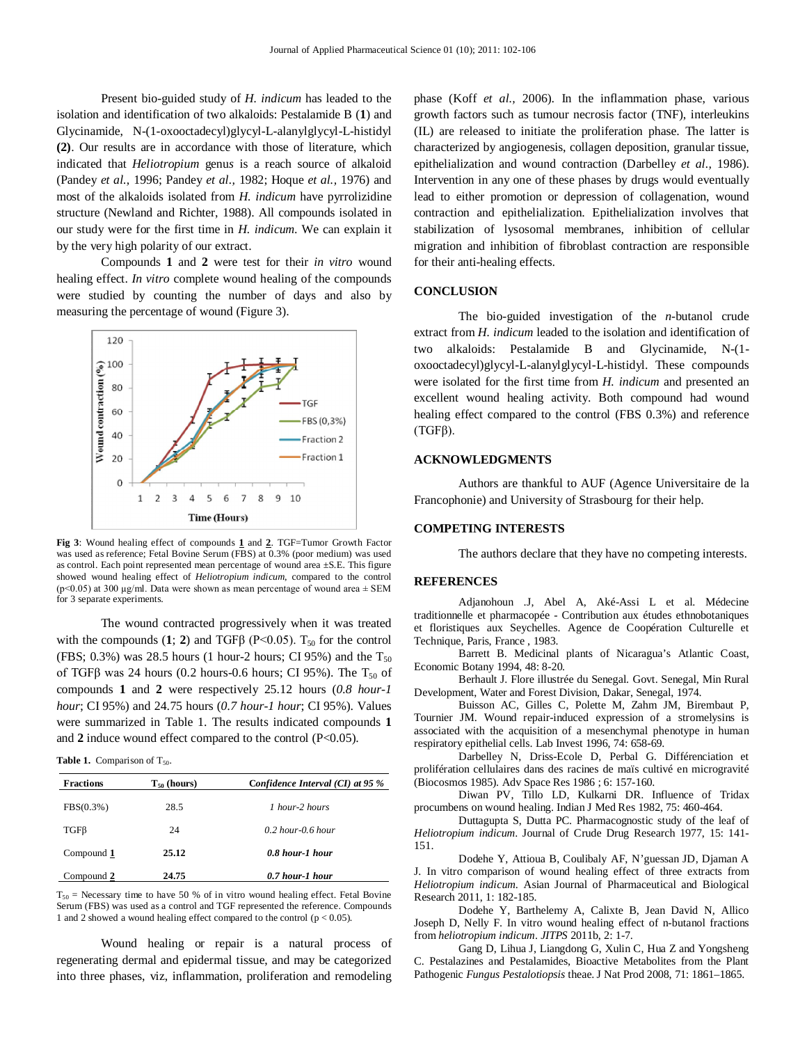Present bio-guided study of *H. indicum* has leaded to the isolation and identification of two alkaloids: Pestalamide B (**1**) and Glycinamide, N-(1-oxooctadecyl)glycyl-L-alanylglycyl-L-histidyl **(2)**. Our results are in accordance with those of literature, which indicated that *Heliotropium* genus is a reach source of alkaloid (Pandey *et al.,* 1996; Pandey *et al.,* 1982; Hoque *et al.,* 1976) and most of the alkaloids isolated from *H. indicum* have pyrrolizidine structure (Newland and Richter, 1988). All compounds isolated in our study were for the first time in *H. indicum.* We can explain it by the very high polarity of our extract.

Compounds **1** and **2** were test for their *in vitro* wound healing effect. *In vitro* complete wound healing of the compounds were studied by counting the number of days and also by measuring the percentage of wound (Figure 3).

**Fig 3**: Wound healing effect of compounds **1** and **2**. TGF=Tumor Growth Factor was used as reference; Fetal Bovine Serum (FBS) at 0.3% (poor medium) was used as control. Each point represented mean percentage of wound area ±S.E. This figure showed wound healing effect of *Heliotropium indicum*, compared to the control ($p<0.05$) at 300 µg/ml. Data were shown as mean percentage of wound area ± SEM for 3 separate experiments.

The wound contracted progressively when it was treated with the compounds (**1**; **2**) and TGFβ ($P<0.05$). $T_{50}$ for the control (FBS; 0.3%) was 28.5 hours (1 hour-2 hours; CI 95%) and the $T_{50}$ of TGFβ was 24 hours (0.2 hours-0.6 hours; CI 95%). The $T_{50}$ of compounds **1** and **2** were respectively 25.12 hours (*0.8 hour-1 hour*; CI 95%) and 24.75 hours (*0.7 hour-1 hour*; CI 95%). Values were summarized in Table 1. The results indicated compounds **1** and **2** induce wound effect compared to the control ($P<0.05$).

**Table 1.** Comparison of $T_{50}$.

| Fractions | $T_{50}$ (hours) | *Confidence Interval (CI) at 95 %* |
|---|---|---|
| FBS(0.3%) | 28.5 | *1 hour-2 hours* |
| TGFβ | 24 | *0.2 hour-0.6 hour* |
| Compound **1** | **25.12** | ***0.8 hour-1 hour*** |
| Compound **2** | **24.75** | ***0.7 hour-1 hour*** |

$T_{50}$ = Necessary time to have 50 % of in vitro wound healing effect. Fetal Bovine Serum (FBS) was used as a control and TGF represented the reference. Compounds 1 and 2 showed a wound healing effect compared to the control ($p < 0.05$).

Wound healing or repair is a natural process of regenerating dermal and epidermal tissue, and may be categorized into three phases, viz, inflammation, proliferation and remodeling phase (Koff *et al.,* 2006). In the inflammation phase, various growth factors such as tumour necrosis factor (TNF), interleukins (IL) are released to initiate the proliferation phase. The latter is characterized by angiogenesis, collagen deposition, granular tissue, epithelialization and wound contraction (Darbelley *et al.,* 1986). Intervention in any one of these phases by drugs would eventually lead to either promotion or depression of collagenation, wound contraction and epithelialization. Epithelialization involves that stabilization of lysosomal membranes, inhibition of cellular migration and inhibition of fibroblast contraction are responsible for their anti-healing effects.

## CONCLUSION

The bio-guided investigation of the *n*-butanol crude extract from *H. indicum* leaded to the isolation and identification of two alkaloids: Pestalamide B and Glycinamide, N-(1-oxooctadecyl)glycyl-L-alanylglycyl-L-histidyl. These compounds were isolated for the first time from *H. indicum* and presented an excellent wound healing activity. Both compound had wound healing effect compared to the control (FBS 0.3%) and reference (TGFβ).

## ACKNOWLEDGMENTS

Authors are thankful to AUF (Agence Universitaire de la Francophonie) and University of Strasbourg for their help.

## COMPETING INTERESTS

The authors declare that they have no competing interests.

## REFERENCES

Adjanohoun .J, Abel A, Aké-Assi L et al. Médecine traditionnelle et pharmacopée - Contribution aux études ethnobotaniques et floristiques aux Seychelles. Agence de Coopération Culturelle et Technique, Paris, France , 1983.

Barrett B. Medicinal plants of Nicaragua's Atlantic Coast, Economic Botany 1994, 48: 8-20.

Berhault J. Flore illustrée du Senegal. Govt. Senegal, Min Rural Development, Water and Forest Division, Dakar, Senegal, 1974.

Buisson AC, Gilles C, Polette M, Zahm JM, Birembaut P, Tournier JM. Wound repair-induced expression of a stromelysins is associated with the acquisition of a mesenchymal phenotype in human respiratory epithelial cells. Lab Invest 1996, 74: 658-69.

Darbelley N, Driss-Ecole D, Perbal G. Différenciation et prolifération cellulaires dans des racines de maïs cultivé en microgravité (Biocosmos 1985). Adv Space Res 1986 ; 6: 157-160.

Diwan PV, Tillo LD, Kulkarni DR. Influence of Tridax procumbens on wound healing. Indian J Med Res 1982, 75: 460-464.

Duttagupta S, Dutta PC. Pharmacognostic study of the leaf of *Heliotropium indicum*. Journal of Crude Drug Research 1977, 15: 141-151.

Dodehe Y, Attioua B, Coulibaly AF, N'guessan JD, Djaman A J. In vitro comparison of wound healing effect of three extracts from *Heliotropium indicum*. Asian Journal of Pharmaceutical and Biological Research 2011, 1: 182-185.

Dodehe Y, Barthelemy A, Calixte B, Jean David N, Allico Joseph D, Nelly F. In vitro wound healing effect of n-butanol fractions from *heliotropium indicum*. *JITPS* 2011b, 2: 1-7.

Gang D, Lihua J, Liangdong G, Xulin C, Hua Z and Yongsheng C. Pestalazines and Pestalamides, Bioactive Metabolites from the Plant Pathogenic *Fungus Pestalotiopsis* theae. J Nat Prod 2008, 71: 1861–1865.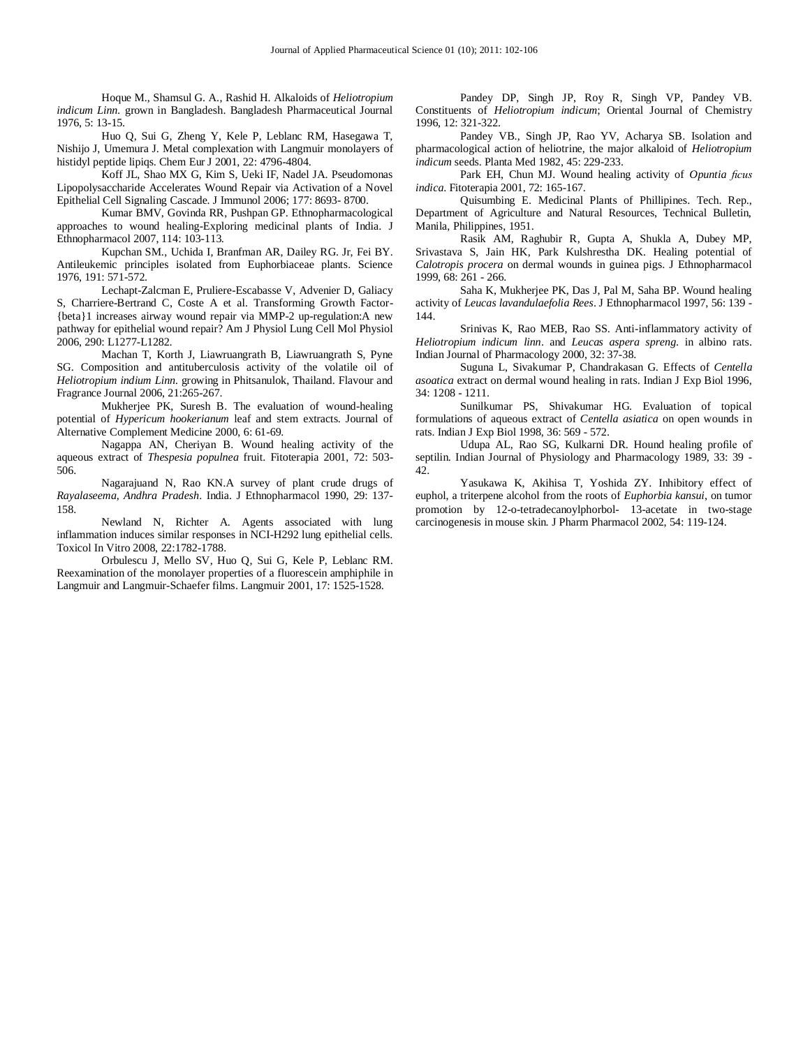Hoque M., Shamsul G. A., Rashid H. Alkaloids of *Heliotropium indicum Linn.* grown in Bangladesh. Bangladesh Pharmaceutical Journal 1976, 5: 13-15.

Huo Q, Sui G, Zheng Y, Kele P, Leblanc RM, Hasegawa T, Nishijo J, Umemura J. Metal complexation with Langmuir monolayers of histidyl peptide lipiqs. Chem Eur J 2001, 22: 4796-4804.

Koff JL, Shao MX G, Kim S, Ueki IF, Nadel JA. Pseudomonas Lipopolysaccharide Accelerates Wound Repair via Activation of a Novel Epithelial Cell Signaling Cascade. J Immunol 2006; 177: 8693- 8700.

Kumar BMV, Govinda RR, Pushpan GP. Ethnopharmacological approaches to wound healing-Exploring medicinal plants of India. J Ethnopharmacol 2007, 114: 103-113.

Kupchan SM., Uchida I, Branfman AR, Dailey RG. Jr, Fei BY. Antileukemic principles isolated from Euphorbiaceae plants. Science 1976, 191: 571-572.

Lechapt-Zalcman E, Pruliere-Escabasse V, Advenier D, Galiacy S, Charriere-Bertrand C, Coste A et al. Transforming Growth Factor-{beta}1 increases airway wound repair via MMP-2 up-regulation:A new pathway for epithelial wound repair? Am J Physiol Lung Cell Mol Physiol 2006, 290: L1277-L1282.

Machan T, Korth J, Liawruangrath B, Liawruangrath S, Pyne SG. Composition and antituberculosis activity of the volatile oil of *Heliotropium indium Linn.* growing in Phitsanulok, Thailand. Flavour and Fragrance Journal 2006, 21:265-267.

Mukherjee PK, Suresh B. The evaluation of wound-healing potential of *Hypericum hookerianum* leaf and stem extracts. Journal of Alternative Complement Medicine 2000, 6: 61-69.

Nagappa AN, Cheriyan B. Wound healing activity of the aqueous extract of *Thespesia populnea* fruit. Fitoterapia 2001, 72: 503-506.

Nagarajuand N, Rao KN.A survey of plant crude drugs of *Rayalaseema, Andhra Pradesh*. India. J Ethnopharmacol 1990, 29: 137-158.

Newland N, Richter A. Agents associated with lung inflammation induces similar responses in NCI-H292 lung epithelial cells. Toxicol In Vitro 2008, 22:1782-1788.

Orbulescu J, Mello SV, Huo Q, Sui G, Kele P, Leblanc RM. Reexamination of the monolayer properties of a fluorescein amphiphile in Langmuir and Langmuir-Schaefer films. Langmuir 2001, 17: 1525-1528.

Pandey DP, Singh JP, Roy R, Singh VP, Pandey VB. Constituents of *Heliotropium indicum*; Oriental Journal of Chemistry 1996, 12: 321-322.

Pandey VB., Singh JP, Rao YV, Acharya SB. Isolation and pharmacological action of heliotrine, the major alkaloid of *Heliotropium indicum* seeds. Planta Med 1982, 45: 229-233.

Park EH, Chun MJ. Wound healing activity of *Opuntia ficus indica*. Fitoterapia 2001, 72: 165-167.

Quisumbing E. Medicinal Plants of Phillipines. Tech. Rep., Department of Agriculture and Natural Resources, Technical Bulletin, Manila, Philippines, 1951.

Rasik AM, Raghubir R, Gupta A, Shukla A, Dubey MP, Srivastava S, Jain HK, Park Kulshrestha DK. Healing potential of *Calotropis procera* on dermal wounds in guinea pigs. J Ethnopharmacol 1999, 68: 261 - 266.

Saha K, Mukherjee PK, Das J, Pal M, Saha BP. Wound healing activity of *Leucas lavandulaefolia Rees*. J Ethnopharmacol 1997, 56: 139 - 144.

Srinivas K, Rao MEB, Rao SS. Anti-inflammatory activity of *Heliotropium indicum linn*. and *Leucas aspera spreng.* in albino rats. Indian Journal of Pharmacology 2000, 32: 37-38.

Suguna L, Sivakumar P, Chandrakasan G. Effects of *Centella asoatica* extract on dermal wound healing in rats. Indian J Exp Biol 1996, 34: 1208 - 1211.

Sunilkumar PS, Shivakumar HG. Evaluation of topical formulations of aqueous extract of *Centella asiatica* on open wounds in rats. Indian J Exp Biol 1998, 36: 569 - 572.

Udupa AL, Rao SG, Kulkarni DR. Hound healing profile of septilin. Indian Journal of Physiology and Pharmacology 1989, 33: 39 - 42.

Yasukawa K, Akihisa T, Yoshida ZY. Inhibitory effect of euphol, a triterpene alcohol from the roots of *Euphorbia kansui*, on tumor promotion by 12-o-tetradecanoylphorbol- 13-acetate in two-stage carcinogenesis in mouse skin. J Pharm Pharmacol 2002, 54: 119-124.